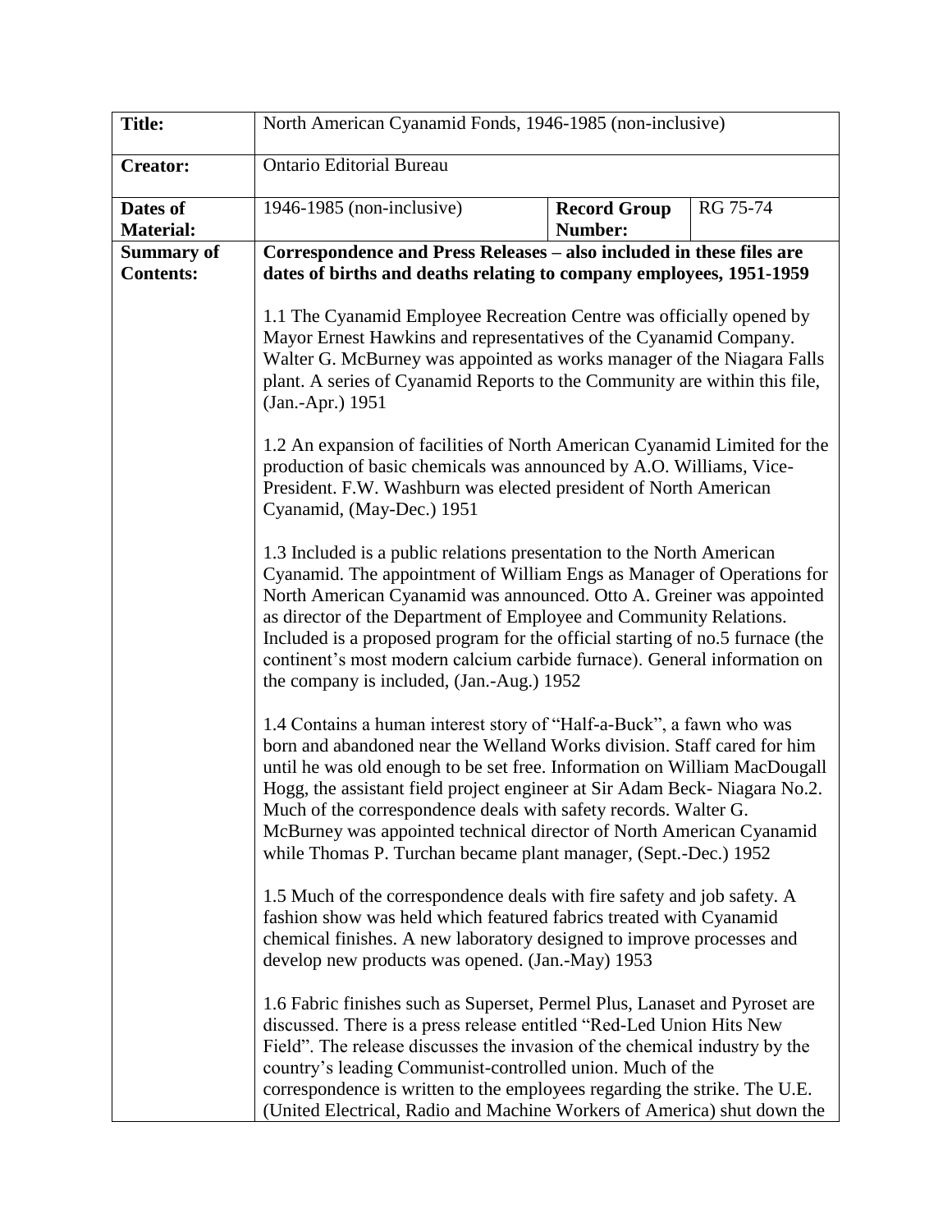| **Title:** | North American Cyanamid Fonds, 1946-1985 (non-inclusive) | | |
|---|---|---|---|
| **Creator:** | Ontario Editorial Bureau | | |
| **Dates of Material:** | 1946-1985 (non-inclusive) | **Record Group Number:** | RG 75-74 |
| **Summary of Contents:** | **Correspondence and Press Releases – also included in these files are dates of births and deaths relating to company employees, 1951-1959**<br><br>1.1 The Cyanamid Employee Recreation Centre was officially opened by Mayor Ernest Hawkins and representatives of the Cyanamid Company. Walter G. McBurney was appointed as works manager of the Niagara Falls plant. A series of Cyanamid Reports to the Community are within this file, (Jan.-Apr.) 1951<br><br>1.2 An expansion of facilities of North American Cyanamid Limited for the production of basic chemicals was announced by A.O. Williams, Vice-President. F.W. Washburn was elected president of North American Cyanamid, (May-Dec.) 1951<br><br>1.3 Included is a public relations presentation to the North American Cyanamid. The appointment of William Engs as Manager of Operations for North American Cyanamid was announced. Otto A. Greiner was appointed as director of the Department of Employee and Community Relations. Included is a proposed program for the official starting of no.5 furnace (the continent's most modern calcium carbide furnace). General information on the company is included, (Jan.-Aug.) 1952<br><br>1.4 Contains a human interest story of "Half-a-Buck", a fawn who was born and abandoned near the Welland Works division. Staff cared for him until he was old enough to be set free. Information on William MacDougall Hogg, the assistant field project engineer at Sir Adam Beck- Niagara No.2. Much of the correspondence deals with safety records. Walter G. McBurney was appointed technical director of North American Cyanamid while Thomas P. Turchan became plant manager, (Sept.-Dec.) 1952<br><br>1.5 Much of the correspondence deals with fire safety and job safety. A fashion show was held which featured fabrics treated with Cyanamid chemical finishes. A new laboratory designed to improve processes and develop new products was opened. (Jan.-May) 1953<br><br>1.6 Fabric finishes such as Superset, Permel Plus, Lanaset and Pyroset are discussed. There is a press release entitled "Red-Led Union Hits New Field". The release discusses the invasion of the chemical industry by the country's leading Communist-controlled union. Much of the correspondence is written to the employees regarding the strike. The U.E. (United Electrical, Radio and Machine Workers of America) shut down the | | |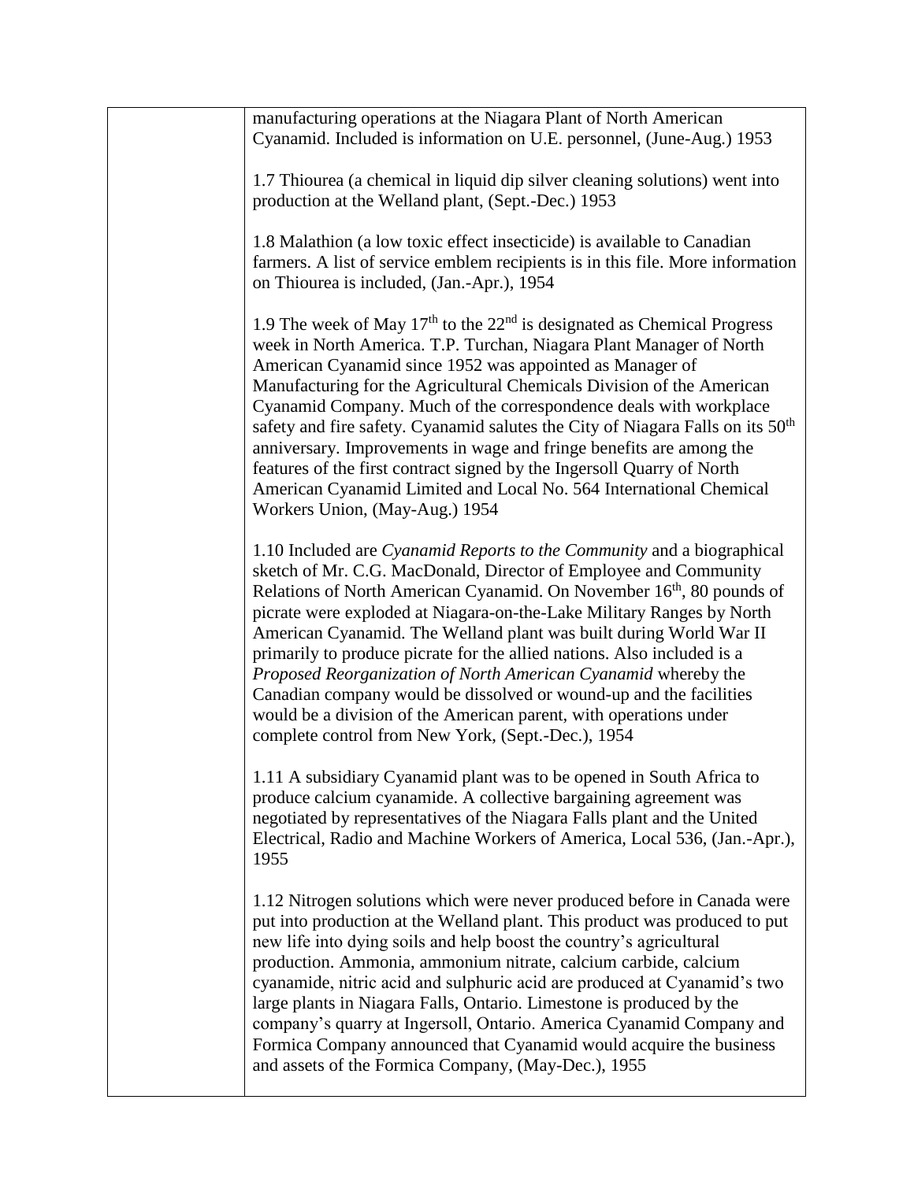| | |
|---|---|
| | manufacturing operations at the Niagara Plant of North American Cyanamid. Included is information on U.E. personnel, (June-Aug.) 1953<br><br>1.7 Thiourea (a chemical in liquid dip silver cleaning solutions) went into production at the Welland plant, (Sept.-Dec.) 1953<br><br>1.8 Malathion (a low toxic effect insecticide) is available to Canadian farmers. A list of service emblem recipients is in this file. More information on Thiourea is included, (Jan.-Apr.), 1954<br><br>1.9 The week of May 17th to the 22nd is designated as Chemical Progress week in North America. T.P. Turchan, Niagara Plant Manager of North American Cyanamid since 1952 was appointed as Manager of Manufacturing for the Agricultural Chemicals Division of the American Cyanamid Company. Much of the correspondence deals with workplace safety and fire safety. Cyanamid salutes the City of Niagara Falls on its 50th anniversary. Improvements in wage and fringe benefits are among the features of the first contract signed by the Ingersoll Quarry of North American Cyanamid Limited and Local No. 564 International Chemical Workers Union, (May-Aug.) 1954<br><br>1.10 Included are *Cyanamid Reports to the Community* and a biographical sketch of Mr. C.G. MacDonald, Director of Employee and Community Relations of North American Cyanamid. On November 16th, 80 pounds of picrate were exploded at Niagara-on-the-Lake Military Ranges by North American Cyanamid. The Welland plant was built during World War II primarily to produce picrate for the allied nations. Also included is a *Proposed Reorganization of North American Cyanamid* whereby the Canadian company would be dissolved or wound-up and the facilities would be a division of the American parent, with operations under complete control from New York, (Sept.-Dec.), 1954<br><br>1.11 A subsidiary Cyanamid plant was to be opened in South Africa to produce calcium cyanamide. A collective bargaining agreement was negotiated by representatives of the Niagara Falls plant and the United Electrical, Radio and Machine Workers of America, Local 536, (Jan.-Apr.), 1955<br><br>1.12 Nitrogen solutions which were never produced before in Canada were put into production at the Welland plant. This product was produced to put new life into dying soils and help boost the country's agricultural production. Ammonia, ammonium nitrate, calcium carbide, calcium cyanamide, nitric acid and sulphuric acid are produced at Cyanamid's two large plants in Niagara Falls, Ontario. Limestone is produced by the company's quarry at Ingersoll, Ontario. America Cyanamid Company and Formica Company announced that Cyanamid would acquire the business and assets of the Formica Company, (May-Dec.), 1955 |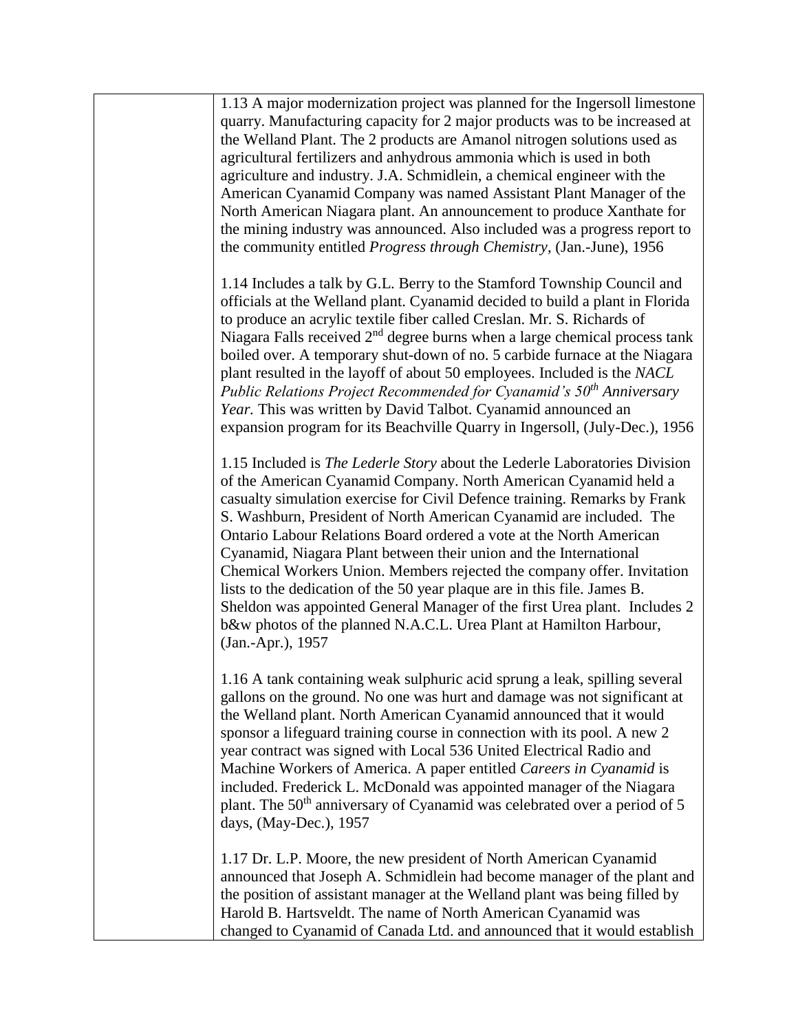| | |
|---|---|
| | 1.13 A major modernization project was planned for the Ingersoll limestone quarry. Manufacturing capacity for 2 major products was to be increased at the Welland Plant. The 2 products are Amanol nitrogen solutions used as agricultural fertilizers and anhydrous ammonia which is used in both agriculture and industry. J.A. Schmidlein, a chemical engineer with the American Cyanamid Company was named Assistant Plant Manager of the North American Niagara plant. An announcement to produce Xanthate for the mining industry was announced. Also included was a progress report to the community entitled *Progress through Chemistry*, (Jan.-June), 1956<br><br>1.14 Includes a talk by G.L. Berry to the Stamford Township Council and officials at the Welland plant. Cyanamid decided to build a plant in Florida to produce an acrylic textile fiber called Creslan. Mr. S. Richards of Niagara Falls received 2nd degree burns when a large chemical process tank boiled over. A temporary shut-down of no. 5 carbide furnace at the Niagara plant resulted in the layoff of about 50 employees. Included is the *NACL Public Relations Project Recommended for Cyanamid's 50th Anniversary Year.* This was written by David Talbot. Cyanamid announced an expansion program for its Beachville Quarry in Ingersoll, (July-Dec.), 1956<br><br>1.15 Included is *The Lederle Story* about the Lederle Laboratories Division of the American Cyanamid Company. North American Cyanamid held a casualty simulation exercise for Civil Defence training. Remarks by Frank S. Washburn, President of North American Cyanamid are included. The Ontario Labour Relations Board ordered a vote at the North American Cyanamid, Niagara Plant between their union and the International Chemical Workers Union. Members rejected the company offer. Invitation lists to the dedication of the 50 year plaque are in this file. James B. Sheldon was appointed General Manager of the first Urea plant. Includes 2 b&w photos of the planned N.A.C.L. Urea Plant at Hamilton Harbour, (Jan.-Apr.), 1957<br><br>1.16 A tank containing weak sulphuric acid sprung a leak, spilling several gallons on the ground. No one was hurt and damage was not significant at the Welland plant. North American Cyanamid announced that it would sponsor a lifeguard training course in connection with its pool. A new 2 year contract was signed with Local 536 United Electrical Radio and Machine Workers of America. A paper entitled *Careers in Cyanamid* is included. Frederick L. McDonald was appointed manager of the Niagara plant. The 50th anniversary of Cyanamid was celebrated over a period of 5 days, (May-Dec.), 1957<br><br>1.17 Dr. L.P. Moore, the new president of North American Cyanamid announced that Joseph A. Schmidlein had become manager of the plant and the position of assistant manager at the Welland plant was being filled by Harold B. Hartsveldt. The name of North American Cyanamid was changed to Cyanamid of Canada Ltd. and announced that it would establish |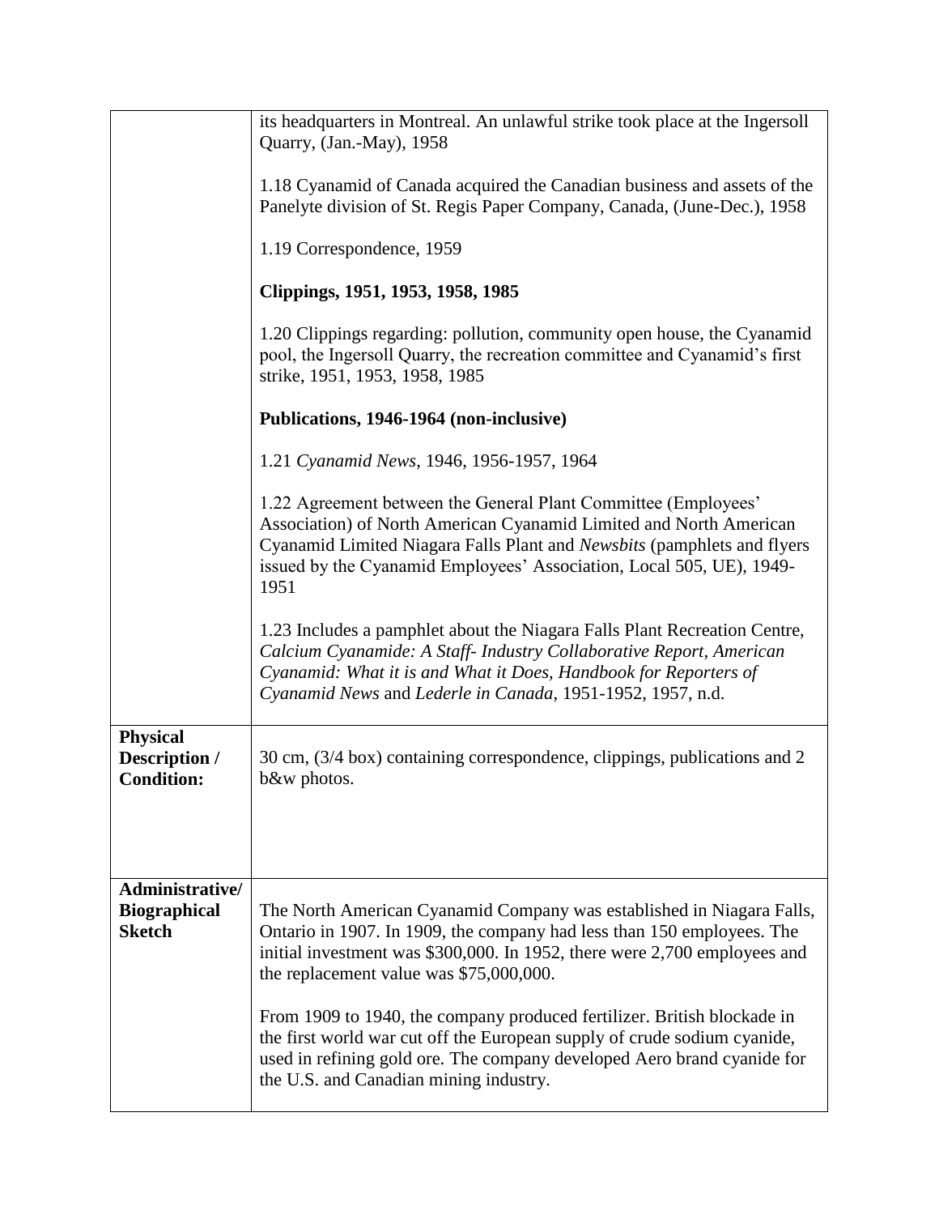| | |
|---|---|
| | its headquarters in Montreal. An unlawful strike took place at the Ingersoll Quarry, (Jan.-May), 1958<br><br>1.18 Cyanamid of Canada acquired the Canadian business and assets of the Panelyte division of St. Regis Paper Company, Canada, (June-Dec.), 1958<br><br>1.19 Correspondence, 1959<br><br>**Clippings, 1951, 1953, 1958, 1985**<br><br>1.20 Clippings regarding: pollution, community open house, the Cyanamid pool, the Ingersoll Quarry, the recreation committee and Cyanamid's first strike, 1951, 1953, 1958, 1985<br><br>**Publications, 1946-1964 (non-inclusive)**<br><br>1.21 *Cyanamid News*, 1946, 1956-1957, 1964<br><br>1.22 Agreement between the General Plant Committee (Employees' Association) of North American Cyanamid Limited and North American Cyanamid Limited Niagara Falls Plant and *Newsbits* (pamphlets and flyers issued by the Cyanamid Employees' Association, Local 505, UE), 1949-1951<br><br>1.23 Includes a pamphlet about the Niagara Falls Plant Recreation Centre, *Calcium Cyanamide: A Staff- Industry Collaborative Report*, *American Cyanamid: What it is and What it Does*, *Handbook for Reporters of Cyanamid News* and *Lederle in Canada*, 1951-1952, 1957, n.d. |
| **Physical Description / Condition:** | 30 cm, (3/4 box) containing correspondence, clippings, publications and 2 b&w photos. |
| **Administrative/ Biographical Sketch** | The North American Cyanamid Company was established in Niagara Falls, Ontario in 1907. In 1909, the company had less than 150 employees. The initial investment was $300,000. In 1952, there were 2,700 employees and the replacement value was $75,000,000.<br><br>From 1909 to 1940, the company produced fertilizer. British blockade in the first world war cut off the European supply of crude sodium cyanide, used in refining gold ore. The company developed Aero brand cyanide for the U.S. and Canadian mining industry. |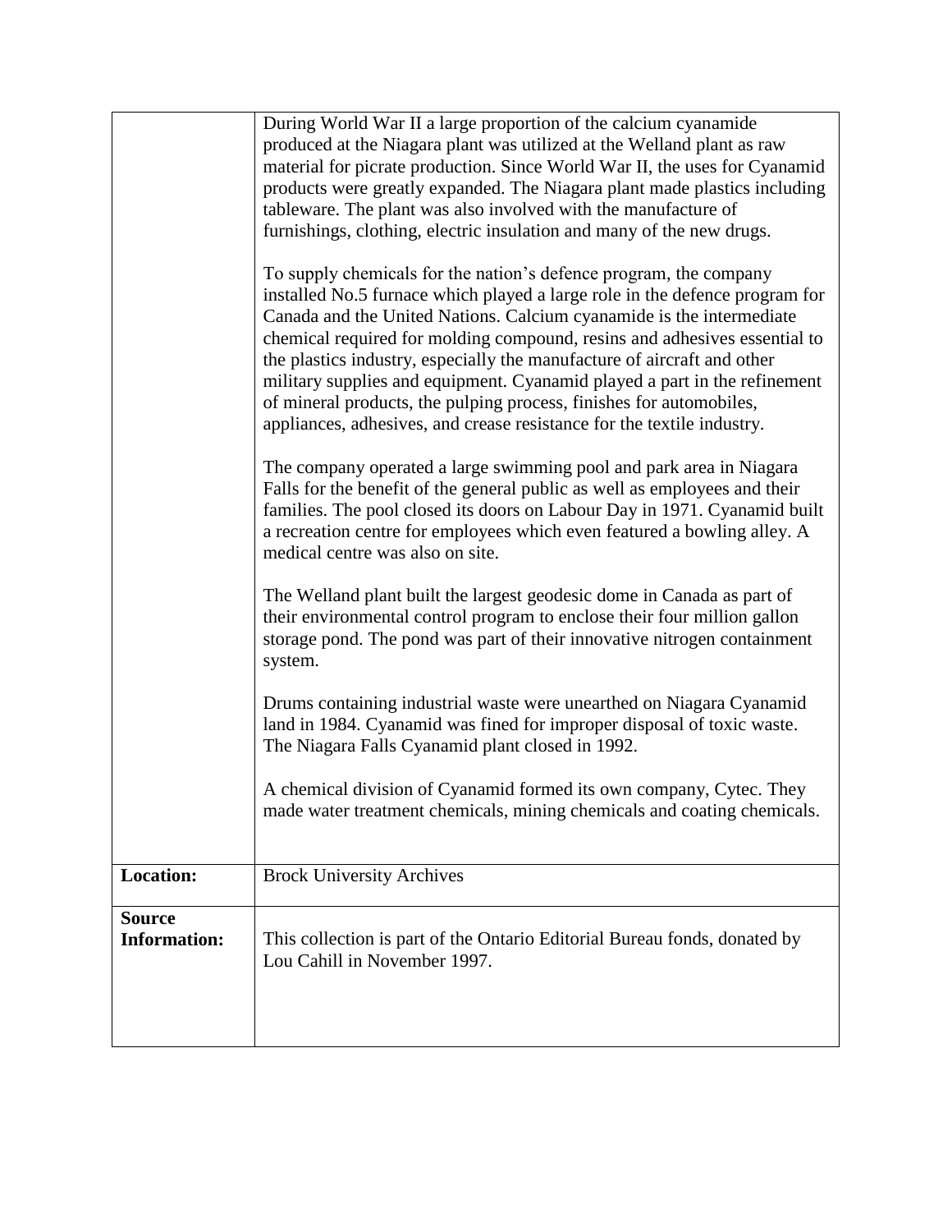| | |
|---|---|
| | During World War II a large proportion of the calcium cyanamide produced at the Niagara plant was utilized at the Welland plant as raw material for picrate production. Since World War II, the uses for Cyanamid products were greatly expanded. The Niagara plant made plastics including tableware. The plant was also involved with the manufacture of furnishings, clothing, electric insulation and many of the new drugs.<br><br>To supply chemicals for the nation's defence program, the company installed No.5 furnace which played a large role in the defence program for Canada and the United Nations. Calcium cyanamide is the intermediate chemical required for molding compound, resins and adhesives essential to the plastics industry, especially the manufacture of aircraft and other military supplies and equipment. Cyanamid played a part in the refinement of mineral products, the pulping process, finishes for automobiles, appliances, adhesives, and crease resistance for the textile industry.<br><br>The company operated a large swimming pool and park area in Niagara Falls for the benefit of the general public as well as employees and their families. The pool closed its doors on Labour Day in 1971. Cyanamid built a recreation centre for employees which even featured a bowling alley. A medical centre was also on site.<br><br>The Welland plant built the largest geodesic dome in Canada as part of their environmental control program to enclose their four million gallon storage pond. The pond was part of their innovative nitrogen containment system.<br><br>Drums containing industrial waste were unearthed on Niagara Cyanamid land in 1984. Cyanamid was fined for improper disposal of toxic waste. The Niagara Falls Cyanamid plant closed in 1992.<br><br>A chemical division of Cyanamid formed its own company, Cytec. They made water treatment chemicals, mining chemicals and coating chemicals. |
| **Location:** | Brock University Archives |
| **Source Information:** | This collection is part of the Ontario Editorial Bureau fonds, donated by Lou Cahill in November 1997. |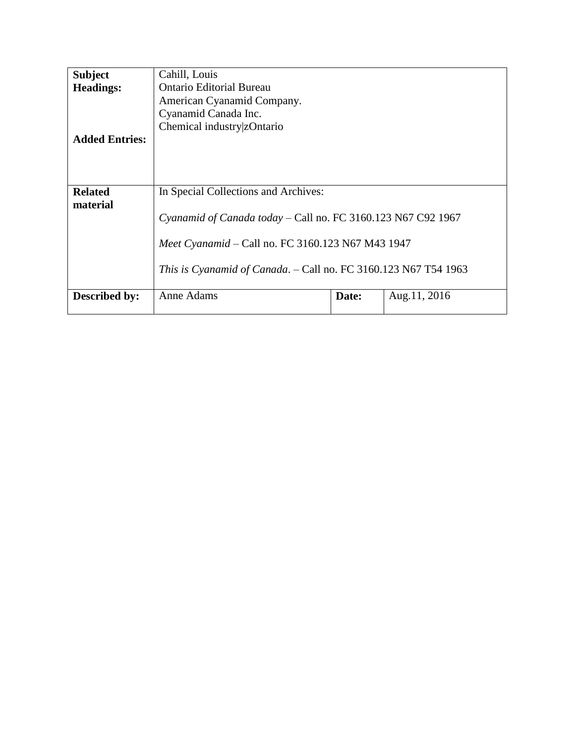| | | | |
|---|---|---|---|
| **Subject Headings:**<br><br><br>**Added Entries:** | Cahill, Louis<br>Ontario Editorial Bureau<br>American Cyanamid Company.<br>Cyanamid Canada Inc.<br>Chemical industry\|zOntario | | |
| **Related material** | In Special Collections and Archives:<br><br>*Cyanamid of Canada today* – Call no. FC 3160.123 N67 C92 1967<br><br>*Meet Cyanamid* – Call no. FC 3160.123 N67 M43 1947<br><br>*This is Cyanamid of Canada*. – Call no. FC 3160.123 N67 T54 1963 | | |
| **Described by:** | Anne Adams | **Date:** | Aug.11, 2016 |